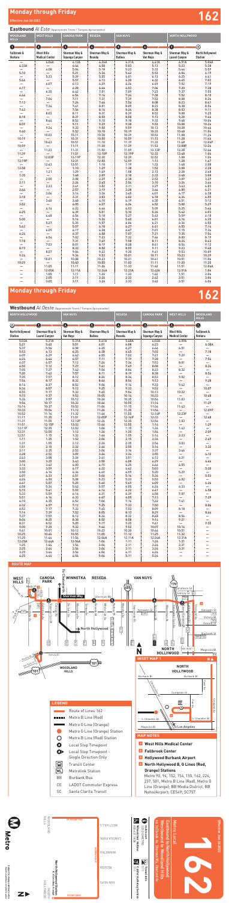# Monday through Friday

**Effective Jun 26 2022**

**162**

## Eastbound *Al Este* (Approximate Times / *Tiempos Aproximados*)

| WOODLAND HILLS | WEST HILLS | CANOGA PARK | RESEDA | VAN NUYS | | NORTH HOLLYWOOD | |
|---|---|---|---|---|---|---|---|
| 1 | 2 | 3 | 4 | 5 | 6 | 7 | 8 |
| Fallbrook & Ventura | West Hills Medical Center | Sherman Way & Topanga Canyon | Sherman Way & Reseda | Sherman Way & Balboa | Sherman Way & Van Nuys | Sherman Way & Laurel Canyon | North Hollywood Station |
| — | 4:06A | 4:12A | 4:26A | 4:31A | 4:41A | 4:51A | 5:06A |
| 4:33A | — | 4:44 | 4:58 | 5:03 | 5:13 | 5:23 | 5:38 |
| — | 4:58 | 5:04 | 5:18 | 5:23 | 5:33 | 5:44 | 5:59 |
| 5:10 | — | 5:21 | 5:36 | 5:42 | 5:53 | 6:04 | 6:19 |
| — | 5:33 | 5:39 | 5:55 | 6:01 | 6:13 | 6:25 | 6:41 |
| 5:44 | — | 5:57 | 6:13 | 6:20 | 6:32 | 6:45 | 7:02 |
| — | 6:07 | 6:13 | 6:29 | 6:36 | 6:49 | 7:02 | 7:19 |
| 6:17 | — | 6:28 | 6:44 | 6:53 | 7:06 | 7:20 | 7:38 |
| — | 6:35 | 6:42 | 7:01 | 7:09 | 7:23 | 7:37 | 7:55 |
| 6:44 | — | 6:54 | 7:14 | 7:24 | 7:38 | 7:52 | 8:10 |
| — | 7:06 | 7:11 | 7:31 | 7:39 | 7:53 | 8:08 | 8:26 |
| 7:13 | — | 7:24 | 7:44 | 7:54 | 8:08 | 8:23 | 8:41 |
| — | 7:34 | 7:41 | 8:01 | 8:09 | 8:23 | 8:38 | 8:56 |
| 7:43 | — | 7:54 | 8:14 | 8:24 | 8:38 | 8:53 | 9:11 |
| — | 8:03 | 8:11 | 8:31 | 8:39 | 8:53 | 9:08 | 9:25 |
| 8:18 | — | 8:31 | 8:50 | 8:58 | 9:13 | 9:28 | 9:44 |
| — | 8:44 | 8:52 | 9:10 | 9:18 | 9:33 | 9:48 | 10:04 |
| 8:59 | — | 9:11 | 9:29 | 9:38 | 9:53 | 10:08 | 10:24 |
| — | 9:26 | 9:32 | 9:50 | 9:59 | 10:13 | 10:28 | 10:44 |
| 9:40 | — | 9:52 | 10:10 | 10:19 | 10:33 | 10:48 | 11:04 |
| — | 10:03 | 10:11 | 10:30 | 10:39 | 10:53 | 11:08 | 11:24 |
| 10:19 | — | 10:31 | 10:50 | 10:59 | 11:13 | 11:28 | 11:44 |
| — | 10:43 | 10:51 | 11:10 | 11:19 | 11:33 | 11:48 | 12:04P |
| 10:59 | — | 11:11 | 11:30 | 11:39 | 11:53 | 12:08P | 12:24 |
| — | 11:23 | 11:31 | 11:50 | 11:59 | 12:13P | 12:28 | 12:44 |
| 11:39 | — | 11:51 | 12:10P | 12:19P | 12:33 | 12:48 | 1:04 |
| — | 12:03P | 12:11P | 12:30 | 12:39 | 12:53 | 1:08 | 1:24 |
| 12:19P | — | 12:31 | 12:50 | 12:59 | 1:13 | 1:28 | 1:47 |
| — | 12:43 | 12:51 | 1:10 | 1:19 | 1:33 | 1:48 | 2:08 |
| 12:58 | — | 1:10 | 1:29 | 1:38 | 1:53 | 2:08 | 2:28 |
| — | 1:21 | 1:29 | 1:49 | 1:58 | 2:13 | 2:28 | 2:48 |
| 1:35 | — | 1:48 | 2:09 | 2:18 | 2:33 | 2:48 | 3:08 |
| — | 2:00 | 2:08 | 2:29 | 2:38 | 2:53 | 3:09 | 3:29 |
| 2:11 | — | 2:24 | 2:45 | 2:54 | 3:10 | 3:26 | 3:46 |
| — | 2:33 | 2:41 | 3:02 | 3:11 | 3:27 | 3:43 | 4:03 |
| 2:44 | — | 2:57 | 3:19 | 3:28 | 3:44 | 4:00 | 4:21 |
| — | 3:06 | 3:14 | 3:36 | 3:45 | 4:01 | 4:17 | 4:38 |
| 3:18 | — | 3:31 | 3:53 | 4:02 | 4:18 | 4:34 | 4:55 |
| — | 3:40 | 3:48 | 4:10 | 4:19 | 4:35 | 4:51 | 5:12 |
| 3:52 | — | 4:05 | 4:27 | 4:36 | 4:52 | 5:08 | 5:29 |
| — | 4:16 | 4:22 | 4:44 | 4:53 | 5:09 | 5:25 | 5:46 |
| 4:25 | — | 4:39 | 5:01 | 5:10 | 5:26 | 5:42 | 6:03 |
| — | 4:48 | 4:56 | 5:18 | 5:27 | 5:43 | 5:59 | 6:18 |
| 5:00 | — | 5:14 | 5:36 | 5:45 | 6:01 | 6:16 | 6:35 |
| — | 5:27 | 5:35 | 5:57 | 6:06 | 6:21 | 6:36 | 6:53 |
| 5:43 | — | 5:57 | 6:18 | 6:27 | 6:41 | 6:55 | 7:14 |
| — | 6:09 | 6:17 | 6:38 | 6:47 | 7:01 | 7:15 | 7:34 |
| 6:24 | — | 6:37 | 6:58 | 7:07 | 7:21 | 7:35 | 7:54 |
| — | 6:54 | 7:02 | 7:23 | 7:32 | 7:46 | 8:00 | 8:19 |
| 7:16 | — | 7:31 | 7:49 | 7:58 | 8:11 | 8:24 | 8:42 |
| — | 7:53 | 8:01 | 8:19 | 8:28 | 8:41 | 8:54 | 9:12 |
| 8:19 | — | 8:32 | 8:50 | 8:59 | 9:11 | 9:23 | 9:40 |
| — | 8:57 | 9:04 | 9:22 | 9:30 | 9:41 | 9:53 | 10:09 |
| 9:26 | — | 9:36 | 9:53 | 10:01 | 10:11 | 10:21 | 10:39 |
| — | 10:01 | 10:08 | 10:23 | 10:31 | 10:41 | 10:51 | 11:06 |
| 10:29 | — | 10:40 | 10:55 | 11:02 | 11:11 | 11:20 | 11:35 |
| — | 11:05 | 11:11 | 11:26 | 11:33 | 11:42 | 11:51 | 12:06A |
| — | 12:05A | 12:11A | 12:26A | 12:32A | 12:42A | 12:51A | 1:06 |
| — | 1:05 | 1:11 | 1:26 | 1:33 | 1:42 | 1:51 | 2:06 |
| — | 2:05 | 2:11 | 2:26 | 2:33 | 2:42 | 2:51 | 3:06 |
| — | 3:05 | 3:11 | 3:26 | 3:33 | 3:42 | 3:51 | 4:06 |

# Monday through Friday

**162**

## Westbound *Al Oeste* (Approximate Times / *Tiempos Aproximados*)

| NORTH HOLLYWOOD | | VAN NUYS | | RESEDA | CANOGA PARK | WEST HILLS | WOODLAND HILLS |
|---|---|---|---|---|---|---|---|
| 8 | 7 | 6 | 5 | 4 | 3 | 2 | 1 |
| North Hollywood Station | Sherman Way & Laurel Canyon | Sherman Way & Van Nuys | Sherman Way & Balboa | Sherman Way & Reseda | Sherman Way & Topanga Canyon | West Hills Medical Center | Fallbrook & Ventura |
| 5:02A | 5:21A | 5:31A | 5:41A | 5:48A | 6:02A | 6:09A | — |
| 5:21 | 5:40 | 5:51 | 6:01 | 6:08 | 6:22 | — | 6:38A |
| 5:37 | 5:56 | 6:08 | 6:20 | 6:27 | 6:44 | 6:51 | — |
| 5:53 | 6:13 | 6:25 | 6:38 | 6:45 | 7:02 | — | 7:18 |
| 6:09 | 6:29 | 6:42 | 6:55 | 7:02 | 7:21 | 7:29 | — |
| 6:26 | 6:46 | 6:59 | 7:11 | 7:19 | 7:38 | — | 7:54 |
| 6:37 | 6:57 | 7:12 | 7:26 | 7:34 | 7:53 | 8:01 | — |
| 6:50 | 7:12 | 7:27 | 7:41 | 7:49 | 8:08 | — | 8:24 |
| 7:05 | 7:27 | 7:42 | 7:56 | 8:04 | 8:23 | 8:32 | — |
| 7:20 | 7:42 | 7:57 | 8:11 | 8:19 | 8:38 | — | 8:54 |
| 7:35 | 7:57 | 8:12 | 8:26 | 8:34 | 8:53 | 9:02 | — |
| 7:56 | 8:17 | 8:32 | 8:46 | 8:54 | 9:13 | — | 9:28 |
| 8:14 | 8:37 | 8:52 | 9:06 | 9:14 | 9:33 | 9:42 | — |
| 8:34 | 8:57 | 9:12 | 9:25 | 9:33 | 9:52 | — | 10:07 |
| 8:55 | 9:17 | 9:32 | 9:45 | 9:54 | 10:13 | 10:22 | — |
| 9:15 | 9:37 | 9:52 | 10:05 | 10:14 | 10:33 | — | 10:48 |
| 9:36 | 9:57 | 10:12 | 10:26 | 10:35 | 10:54 | 11:03 | — |
| 9:56 | 10:17 | 10:32 | 10:46 | 10:55 | 11:14 | — | 11:29 |
| 10:14 | 10:37 | 10:52 | 11:06 | 11:15 | 11:34 | 11:43 | — |
| 10:33 | 10:56 | 11:12 | 11:26 | 11:35 | 11:54 | — | 12:09P |
| 10:52 | 11:16 | 11:32 | 11:46 | 11:55 | 12:14P | 12:23P | — |
| 11:11 | 11:35 | 11:51 | 12:05P | 12:14P | 12:33 | — | 12:48 |
| 11:31 | 11:55 | 12:12P | 12:26 | 12:35 | 12:54 | 1:03 | — |
| 11:51 | 12:15P | 12:32 | 12:46 | 12:55 | 1:14 | — | 1:29 |
| 12:11P | 12:35 | 12:52 | 1:06 | 1:15 | 1:34 | 1:43 | — |
| 12:31 | 12:55 | 1:12 | 1:26 | 1:35 | 1:54 | — | 2:09 |
| 12:51 | 1:15 | 1:32 | 1:46 | 1:55 | 2:14 | 2:23 | — |
| 1:11 | 1:35 | 1:52 | 2:06 | 2:15 | 2:34 | — | 2:49 |
| 1:31 | 1:55 | 2:12 | 2:26 | 2:35 | 2:54 | 3:03 | — |
| 1:51 | 2:15 | 2:32 | 2:46 | 2:55 | 3:14 | — | 3:32 |
| 2:11 | 2:35 | 2:52 | 3:06 | 3:16 | 3:37 | 3:46 | — |
| 2:28 | 2:52 | 3:09 | 3:24 | 3:34 | 3:55 | — | 4:12 |
| 2:43 | 3:08 | 3:26 | 3:41 | 3:51 | 4:12 | 4:21 | — |
| 3:00 | 3:25 | 3:43 | 3:58 | 4:08 | 4:29 | — | 4:46 |
| 3:16 | 3:42 | 4:00 | 4:15 | 4:25 | 4:46 | 4:55 | — |
| 3:33 | 3:59 | 4:17 | 4:32 | 4:42 | 5:03 | — | 5:20 |
| 3:50 | 4:16 | 4:34 | 4:49 | 4:59 | 5:20 | 5:29 | — |
| 4:07 | 4:33 | 4:51 | 5:06 | 5:16 | 5:36 | — | 5:53 |
| 4:24 | 4:50 | 5:08 | 5:23 | 5:33 | 5:53 | 6:02 | — |
| 4:41 | 5:07 | 5:25 | 5:40 | 5:49 | 6:09 | — | 6:26 |
| 4:58 | 5:24 | 5:42 | 5:57 | 6:05 | 6:24 | 6:33 | — |
| 5:15 | 5:41 | 5:59 | 6:14 | 6:22 | 6:41 | — | 6:58 |
| 5:32 | 5:59 | 6:16 | 6:31 | 6:39 | 6:58 | 7:07 | — |
| 5:50 | 6:16 | 6:33 | 6:47 | 6:55 | 7:13 | — | 7:29 |
| 6:10 | 6:35 | 6:52 | 7:06 | 7:14 | 7:32 | 7:41 | — |
| 6:32 | 6:57 | 7:13 | 7:26 | 7:34 | 7:51 | — | 8:06 |
| 6:53 | 7:17 | 7:32 | 7:45 | 7:53 | 8:09 | 8:18 | — |
| 7:16 | 7:39 | 7:52 | 8:05 | 8:13 | 8:29 | — | 8:44 |
| 7:37 | 7:59 | 8:12 | 8:24 | 8:32 | 8:48 | 8:56 | — |
| 8:04 | 8:25 | 8:38 | 8:50 | 8:58 | 9:14 | 9:21 | — |
| 8:31 | 8:52 | 9:05 | 9:17 | 9:25 | 9:40 | — | 9:55 |
| 9:00 | 9:20 | 9:32 | 9:44 | 9:52 | 10:07 | 10:14 | — |
| 9:41 | 10:01 | 10:12 | 10:23 | 10:30 | 10:44 | 10:51 | — |
| 10:25 | 10:44 | 10:55 | 11:05 | 11:12 | 11:25 | 11:32 | — |
| 11:25 | 11:44 | 11:54 | 12:04A | 12:11A | 12:24A | 12:31A | — |
| 12:25A | 12:44A | 12:54A | 1:04 | 1:11 | 1:24 | 1:31 | — |
| 1:25 | 1:44 | 1:56 | 2:04 | 2:11 | 2:24 | 2:31 | — |
| 2:25 | 2:44 | 2:56 | 3:04 | 3:11 | 3:24 | 3:31 | — |
| 3:25 | 3:44 | 3:56 | 4:04 | 4:11 | 4:24 | 4:31 | — |
| 4:25 | 4:44 | 4:56 | 5:04 | 5:11 | 5:24 | — | — |

## ROUTE MAP

### LEGEND

- Route of Lines 162
- Metro B Line (Red)
- Metro G Line (Orange)
- Metro G Line (Orange) Station
- Metro B Line (Red) Station
- Local Stop Timepoint
- Local Stop Timepoint - Single Direction Only
- Transit Center
- Metrolink Station
- BB Burbank Bus
- CE LADOT Commuter Express
- SC Santa Clarita Transit

### MAP NOTES

1. **West Hills Medical Center**
2. **Fallbrook Center**
3. **Hollywood Burbank Airport**
4. **North Hollywood B, G Lines (Red, Orange) Stations**
   Metro 94, 96, 152, 154, 155, 162, 224, 237, 501, Metro B Line (Red), Metro G Line (Orange); BB Media District, BB NoHo/Airport; CE549; SC757

**Metro Local 162**

Eastbound to North Hollywood
Westbound to Woodland Hills
via Fallbrook Av, Sherman Wy, Vineland Av

Effective Jun 26 2022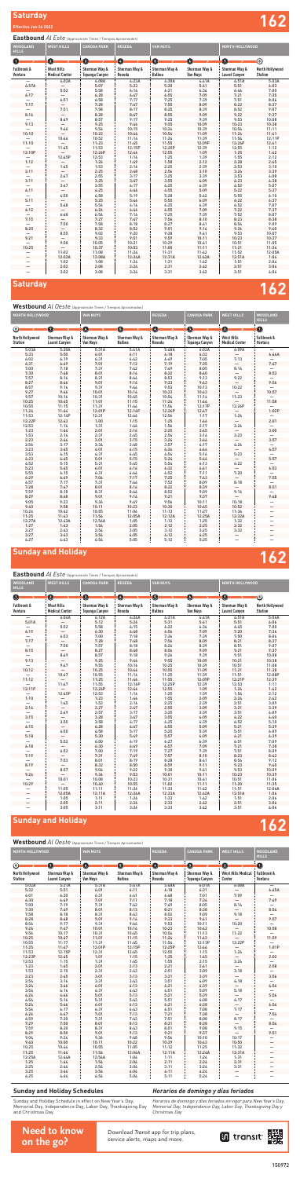## Saturday — 162

### Eastbound *Al Este* (Approximate Times / Tiempos Aproximados)

| Fallbrook & Ventura | West Hills Medical Center | Sherman Way & Topanga Canyon | Sherman Way & Reseda | Sherman Way & Balboa | Sherman Way & Van Nuys | Sherman Way & Laurel Canyon | North Hollywood Station |
|---|---|---|---|---|---|---|---|
| — | 4:02A | 4:08A | 4:23A | 4:30A | 4:41A | 4:51A | 5:03A |
| 4:57A | 5:02 | 5:07 | 5:23 | 5:30 | 5:41 | 5:51 | 6:03 |
| — | — | 5:58 | 6:14 | 6:21 | 6:34 | 6:44 | 7:00 |
| 6:17 | — | 6:28 | 6:47 | 6:55 | 7:09 | 7:21 | 7:35 |
| — | 6:51 | 6:58 | 7:17 | 7:25 | 7:39 | 7:51 | 8:06 |
| 7:17 | — | 7:28 | 7:47 | 7:55 | 8:09 | 8:22 | 8:37 |
| — | 7:51 | 7:58 | 8:17 | 8:25 | 8:39 | 8:52 | 9:07 |
| 8:14 | — | 8:28 | 8:47 | 8:55 | 9:09 | 9:22 | 9:37 |
| — | 8:49 | 8:57 | 9:18 | 9:25 | 9:39 | 9:53 | 10:08 |
| 9:13 | — | 9:25 | 9:46 | 9:55 | 10:09 | 10:23 | 10:38 |
| — | 9:46 | 9:54 | 10:15 | 10:24 | 10:39 | 10:54 | 11:11 |
| 10:10 | — | 10:22 | 10:44 | 10:54 | 11:09 | 11:24 | 11:41 |
| — | 10:44 | 10:52 | 11:14 | 11:24 | 11:39 | 11:54 | 12:11P |
| 11:10 | — | 11:23 | 11:45 | 11:55 | 12:09P | 12:24P | 12:41 |
| — | 11:45 | 11:53 | 12:15P | 12:25P | 12:39 | 12:55 | 1:12 |
| 12:10P | — | 12:24P | 12:46 | 12:55 | 1:09 | 1:25 | 1:42 |
| — | 12:45P | 12:53 | 1:16 | 1:25 | 1:39 | 1:55 | 2:12 |
| 1:12 | — | 1:24 | 1:49 | 1:58 | 2:12 | 2:28 | 2:45 |
| — | 1:45 | 1:53 | 2:16 | 2:25 | 2:39 | 2:53 | 3:10 |
| 2:11 | — | 2:25 | 2:48 | 2:56 | 3:10 | 3:24 | 3:39 |
| — | 2:47 | 2:55 | 3:17 | 3:25 | 3:39 | 3:53 | 4:08 |
| 3:13 | — | 3:25 | 3:47 | 3:55 | 4:09 | 4:23 | 4:38 |
| — | 3:47 | 3:55 | 4:17 | 4:25 | 4:39 | 4:52 | 5:07 |
| 4:11 | — | 4:25 | 4:46 | 4:55 | 5:09 | 5:22 | 5:37 |
| — | 4:50 | 4:58 | 5:19 | 5:28 | 5:42 | 5:55 | 6:10 |
| 5:11 | — | 5:25 | 5:46 | 5:55 | 6:09 | 6:22 | 6:37 |
| — | 5:48 | 5:56 | 6:16 | 6:25 | 6:39 | 6:52 | 7:07 |
| 6:12 | — | 6:26 | 6:46 | 6:55 | 7:09 | 7:22 | 7:37 |
| — | 6:48 | 6:56 | 7:16 | 7:25 | 7:39 | 7:52 | 8:07 |
| 7:15 | — | 7:27 | 7:47 | 7:56 | 8:10 | 8:22 | 8:38 |
| — | 7:50 | 7:58 | 8:18 | 8:27 | 8:41 | 8:54 | 9:09 |
| 8:20 | — | 8:32 | 8:52 | 9:01 | 9:14 | 9:26 | 9:40 |
| — | 8:55 | 9:02 | 9:20 | 9:28 | 9:41 | 9:53 | 10:07 |
| 9:21 | — | 9:33 | 9:51 | 9:59 | 10:11 | 10:23 | 10:37 |
| — | 9:58 | 10:05 | 10:21 | 10:29 | 10:41 | 10:51 | 11:05 |
| 10:25 | — | 10:37 | 10:53 | 11:00 | 11:11 | 11:21 | 11:34 |
| — | 10:57 | 11:04 | 11:24 | 11:31 | 11:42 | 11:52 | 12:05A |
| — | 12:02A | 12:08A | 12:26A | 12:31A | 12:42A | 12:51A | 1:04 |
| — | 1:02 | 1:08 | 1:26 | 1:31 | 1:42 | 1:51 | 2:04 |
| — | 2:02 | 2:08 | 2:26 | 2:31 | 2:42 | 2:51 | 3:04 |
| — | 3:02 | 3:08 | 3:24 | 3:31 | 3:42 | 3:51 | 4:04 |

## Saturday — 162

### Westbound *Al Oeste* (Approximate Times / Tiempos Aproximados)

| North Hollywood Station | Sherman Way & Laurel Canyon | Sherman Way & Van Nuys | Sherman Way & Balboa | Sherman Way & Reseda | Sherman Way & Topanga Canyon | West Hills Medical Center | Fallbrook & Ventura |
|---|---|---|---|---|---|---|---|
| 5:03A | 5:20A | 5:31A | 5:41A | 5:48A | 6:02A | 6:09A | — |
| 5:33 | 5:50 | 6:01 | 6:11 | 6:18 | 6:32 | — | 6:46A |
| 6:02 | 6:19 | 6:31 | 6:42 | 6:49 | 7:05 | 7:13 | — |
| 6:31 | 6:49 | 7:01 | 7:12 | 7:19 | 7:35 | — | 7:47 |
| 7:00 | 7:18 | 7:31 | 7:42 | 7:49 | 8:05 | 8:14 | — |
| 7:30 | 7:48 | 8:01 | 8:14 | 8:22 | 8:40 | — | 8:53 |
| 7:57 | 8:16 | 8:31 | 8:44 | 8:53 | 9:13 | 9:22 | — |
| 8:27 | 8:46 | 9:01 | 9:14 | 9:23 | 9:43 | — | 9:56 |
| 8:57 | 9:16 | 9:31 | 9:44 | 9:53 | 10:13 | 10:22 | — |
| 9:27 | 9:46 | 10:01 | 10:14 | 10:23 | 10:43 | — | 10:57 |
| 9:57 | 10:16 | 10:31 | 10:45 | 10:54 | 11:14 | 11:23 | — |
| 10:25 | 10:45 | 11:01 | 11:15 | 11:24 | 11:46 | — | 11:58 |
| 10:55 | 11:15 | 11:31 | 11:45 | 11:54 | 12:15P | 12:24P | — |
| 11:24 | 11:44 | 12:01P | 12:16P | 12:26P | 12:47 | — | 1:02P |
| 11:53 | 12:14P | 12:31 | 12:46 | 12:56 | 1:17 | 1:26 | — |
| 12:22P | 12:43 | 1:00 | 1:15 | 1:25 | 1:46 | — | 2:01 |
| 12:53 | 1:14 | 1:31 | 1:46 | 1:56 | 2:17 | 2:26 | — |
| 1:23 | 1:44 | 2:01 | 2:16 | 2:25 | 2:45 | — | 3:00 |
| 1:54 | 2:14 | 2:31 | 2:45 | 2:54 | 3:14 | 3:23 | — |
| 2:23 | 2:44 | 3:01 | 3:15 | 3:24 | 3:44 | — | 3:57 |
| 2:54 | 3:17 | 3:34 | 3:48 | 3:57 | 4:17 | 4:26 | — |
| 3:23 | 3:45 | 4:01 | 4:15 | 4:24 | 4:44 | — | 4:57 |
| 3:53 | 4:15 | 4:31 | 4:45 | 4:54 | 5:14 | 5:23 | — |
| 4:23 | 4:45 | 5:01 | 5:15 | 5:24 | 5:44 | — | 5:57 |
| 4:52 | 5:15 | 5:31 | 5:45 | 5:54 | 6:13 | 6:22 | — |
| 5:23 | 5:45 | 6:01 | 6:14 | 6:22 | 6:41 | — | 6:53 |
| 5:55 | 6:15 | 6:31 | 6:44 | 6:52 | 7:11 | 7:20 | — |
| 6:29 | 6:49 | 7:04 | 7:17 | 7:25 | 7:43 | — | 7:55 |
| 6:57 | 7:17 | 7:31 | 7:44 | 7:52 | 8:09 | 8:18 | — |
| 7:28 | 7:47 | 8:01 | 8:14 | 8:22 | 8:39 | — | 8:51 |
| 7:59 | 8:18 | 8:31 | 8:44 | 8:52 | 9:09 | 9:16 | — |
| 8:29 | 8:48 | 9:01 | 9:14 | 9:21 | 9:37 | — | 9:48 |
| 9:05 | 9:23 | 9:36 | 9:49 | 9:56 | 10:11 | 10:18 | — |
| 9:40 | 9:58 | 10:11 | 10:23 | 10:30 | 10:45 | 10:52 | — |
| 10:26 | 10:42 | 10:55 | 11:06 | 11:13 | 11:27 | 11:34 | — |
| 11:25 | 11:41 | 11:54 | 12:05A | 12:12A | 12:25A | 12:32A | — |
| 12:27A | 12:43A | 12:56A | 1:05 | 1:12 | 1:25 | 1:32 | — |
| 1:27 | 1:43 | 1:56 | 2:05 | 2:12 | 2:25 | 2:32 | — |
| 2:27 | 2:43 | 2:56 | 3:05 | 3:12 | 3:25 | 3:32 | — |
| 3:27 | 3:43 | 3:56 | 4:05 | 4:12 | 4:25 | — | — |
| 4:27 | 4:43 | 4:56 | 5:05 | 5:12 | 5:25 | — | — |

## Sunday and Holiday — 162

### Eastbound *Al Este* (Approximate Times / Tiempos Aproximados)

| Fallbrook & Ventura | West Hills Medical Center | Sherman Way & Topanga Canyon | Sherman Way & Reseda | Sherman Way & Balboa | Sherman Way & Van Nuys | Sherman Way & Laurel Canyon | North Hollywood Station |
|---|---|---|---|---|---|---|---|
| — | 4:06A | 4:12A | 4:26A | 4:31A | 4:41A | 4:51A | 5:04A |
| 5:01A | — | 5:12 | 5:26 | 5:31 | 5:41 | 5:51 | 6:04 |
| — | 5:52 | 5:58 | 6:13 | 6:22 | 6:34 | 6:45 | 7:00 |
| 6:19 | — | 6:30 | 6:48 | 6:56 | 7:09 | 7:20 | 7:36 |
| — | 6:53 | 7:00 | 7:18 | 7:26 | 7:39 | 7:51 | 8:06 |
| 7:17 | — | 7:28 | 7:48 | 7:56 | 8:09 | 8:21 | 8:37 |
| — | 7:50 | 7:57 | 8:18 | 8:26 | 8:39 | 8:51 | 9:07 |
| 8:15 | — | 8:27 | 8:48 | 8:56 | 9:09 | 9:21 | 9:37 |
| — | 8:49 | 8:57 | 9:18 | 9:26 | 9:39 | 9:51 | 10:08 |
| 9:13 | — | 9:25 | 9:46 | 9:55 | 10:09 | 10:21 | 10:38 |
| — | 9:47 | 9:55 | 10:16 | 10:25 | 10:39 | 10:51 | 11:08 |
| 10:12 | — | 10:25 | 10:46 | 10:55 | 11:09 | 11:21 | 11:38 |
| — | 10:47 | 10:55 | 11:16 | 11:25 | 11:39 | 11:51 | 12:08P |
| 11:12 | — | 11:25 | 11:46 | 11:55 | 12:09P | 12:21P | 12:39 |
| — | 11:47 | 11:55 | 12:16P | 12:25P | 12:39 | 12:53 | 1:11 |
| 12:11P | — | 12:24P | 12:46 | 12:55 | 1:09 | 1:24 | 1:42 |
| — | 12:45P | 12:53 | 1:16 | 1:25 | 1:39 | 1:54 | 2:12 |
| 1:10 | — | 1:23 | 1:46 | 1:55 | 2:09 | 2:24 | 2:42 |
| — | 1:45 | 1:53 | 2:17 | 2:25 | 2:39 | 2:54 | 3:12 |
| 2:14 | — | 2:27 | 2:47 | 2:55 | 3:09 | 3:21 | 3:39 |
| — | 2:49 | 2:57 | 3:17 | 3:25 | 3:39 | 3:51 | 4:09 |
| 3:15 | — | 3:28 | 3:47 | 3:55 | 4:09 | 4:22 | 4:40 |
| — | 3:50 | 3:58 | 4:17 | 4:25 | 4:39 | 4:52 | 5:10 |
| 4:15 | — | 4:28 | 4:47 | 4:55 | 5:09 | 5:21 | 5:39 |
| — | 4:50 | 4:58 | 5:17 | 5:25 | 5:39 | 5:51 | 6:09 |
| 5:18 | — | 5:30 | 5:49 | 5:57 | 6:09 | 6:21 | 6:39 |
| — | 5:52 | 6:00 | 6:19 | 6:27 | 6:39 | 6:51 | 7:09 |
| 6:18 | — | 6:30 | 6:49 | 6:57 | 7:09 | 7:21 | 7:38 |
| — | 6:52 | 7:00 | 7:19 | 7:27 | 7:39 | 7:51 | 8:08 |
| 7:19 | — | 7:31 | 7:49 | 7:57 | 8:10 | 8:23 | 8:40 |
| — | 7:53 | 8:01 | 8:19 | 8:27 | 8:41 | 8:54 | 9:12 |
| 8:19 | — | 8:32 | 8:50 | 8:59 | 9:11 | 9:23 | 9:40 |
| — | 8:57 | 9:04 | 9:21 | 9:29 | 9:41 | 9:53 | 10:09 |
| 9:26 | — | 9:34 | 9:52 | 10:01 | 10:11 | 10:23 | 10:39 |
| — | 10:01 | 10:08 | 10:23 | 10:31 | 10:41 | 10:51 | 11:06 |
| 10:29 | — | 10:40 | 10:55 | 11:02 | 11:11 | 11:20 | 11:35 |
| — | 11:05 | 11:11 | 11:26 | 11:33 | 11:42 | 11:51 | 12:06A |
| — | 12:05A | 12:11A | 12:26A | 12:33A | 12:42A | 12:51A | 1:06 |
| — | 1:05 | 1:11 | 1:26 | 1:33 | 1:42 | 1:51 | 2:06 |
| — | 2:05 | 2:11 | 2:26 | 2:33 | 2:42 | 2:51 | 3:06 |
| — | 3:05 | 3:11 | 3:26 | 3:33 | 3:42 | 3:51 | 4:06 |

## Sunday and Holiday — 162

### Westbound *Al Oeste* (Approximate Times / Tiempos Aproximados)

| North Hollywood Station | Sherman Way & Laurel Canyon | Sherman Way & Van Nuys | Sherman Way & Balboa | Sherman Way & Reseda | Sherman Way & Topanga Canyon | West Hills Medical Center | Fallbrook & Ventura |
|---|---|---|---|---|---|---|---|
| 5:02A | 5:21A | 5:31A | 5:41A | 5:48A | 6:01A | 6:08A | — |
| 5:32 | 5:51 | 6:01 | 6:11 | 6:18 | 6:31 | — | 6:45A |
| 6:01 | 6:20 | 6:31 | 6:41 | 6:48 | 7:01 | 7:09 | — |
| 6:30 | 6:49 | 7:01 | 7:11 | 7:18 | 7:34 | — | 7:49 |
| 7:00 | 7:19 | 7:31 | 7:42 | 7:49 | 8:05 | 8:13 | — |
| 7:30 | 7:49 | 8:01 | 8:13 | 8:21 | 8:38 | — | 8:54 |
| 7:58 | 8:18 | 8:31 | 8:43 | 8:52 | 9:09 | 9:18 | — |
| 8:28 | 8:48 | 9:01 | 9:14 | 9:23 | 9:41 | — | 9:57 |
| 8:56 | 9:17 | 9:31 | 9:44 | 9:54 | 10:11 | 10:20 | — |
| 9:26 | 9:47 | 10:01 | 10:14 | 10:23 | 10:42 | — | 10:58 |
| 9:56 | 10:17 | 10:31 | 10:45 | 10:54 | 11:13 | 11:22 | — |
| 10:25 | 10:47 | 11:01 | 11:15 | 11:24 | 11:43 | — | 11:59 |
| 10:55 | 11:17 | 11:31 | 11:45 | 11:54 | 12:13P | 12:22P | — |
| 11:25 | 11:47 | 12:01P | 12:15P | 12:25P | 12:44 | — | 1:01P |
| 11:53 | 12:15P | 12:31 | 12:45 | 12:55 | 1:15 | 1:24 | — |
| 12:23P | 12:45 | 1:01 | 1:15 | 1:25 | 1:46 | — | 2:02 |
| 12:53 | 1:15 | 1:31 | 1:45 | 1:55 | 2:15 | 2:24 | — |
| 1:23 | 1:45 | 2:01 | 2:13 | 2:21 | 2:41 | — | 2:58 |
| 1:53 | 2:15 | 2:31 | 2:43 | 2:51 | 3:09 | 3:18 | — |
| 2:23 | 2:45 | 3:01 | 3:13 | 3:21 | 3:40 | — | 3:56 |
| 2:54 | 3:16 | 3:31 | 3:43 | 3:51 | 4:09 | 4:18 | — |
| 3:24 | 3:46 | 4:01 | 4:13 | 4:21 | 4:39 | — | 4:56 |
| 3:54 | 4:16 | 4:31 | 4:43 | 4:51 | 5:09 | 5:18 | — |
| 4:24 | 4:46 | 5:01 | 5:13 | 5:21 | 5:39 | — | 5:56 |
| 4:54 | 5:16 | 5:31 | 5:43 | 5:51 | 6:09 | 6:18 | — |
| 5:24 | 5:46 | 6:01 | 6:13 | 6:21 | 6:38 | — | 6:54 |
| 5:54 | 6:17 | 6:31 | 6:43 | 6:51 | 7:08 | 7:17 | — |
| 6:24 | 6:47 | 7:01 | 7:13 | 7:21 | 7:38 | — | 7:56 |
| 6:59 | 7:20 | 7:32 | 7:43 | 7:51 | 8:06 | 8:17 | — |
| 7:29 | 7:50 | 8:01 | 8:13 | 8:21 | 8:36 | — | 8:50 |
| 8:29 | 8:50 | 9:01 | 9:13 | 9:21 | 9:36 | 9:45 | — |
| 9:06 | 9:26 | 9:36 | 9:48 | 9:54 | 10:09 | — | 10:21 |
| 9:40 | 10:00 | 10:11 | 10:22 | 10:29 | 10:43 | 10:50 | — |
| 10:25 | 10:44 | 10:55 | 11:05 | 11:12 | 11:25 | 11:32 | — |
| 11:25 | 11:44 | 11:54 | 12:04A | 12:11A | 12:24A | 12:31A | — |
| 12:25A | 12:44A | 12:54A | 1:04 | 1:11 | 1:24 | 1:31 | — |
| 1:25 | 1:44 | 1:54 | 2:04 | 2:11 | 2:24 | 2:31 | — |
| 2:25 | 2:44 | 2:54 | 3:04 | 3:11 | 3:24 | 3:31 | — |
| 3:25 | 3:44 | 3:54 | 4:04 | 4:11 | 4:24 | — | — |
| 4:25 | 4:44 | 4:54 | 5:04 | 5:11 | 5:24 | — | — |

### Sunday and Holiday Schedules

Sunday and Holiday Schedule in effect on New Year's Day, Memorial Day, Independence Day, Labor Day, Thanksgiving Day and Christmas Day.

### *Horarios de domingo y días feriados*

*Horarios de domingo y días feriados en vigor para New Year's Day, Memorial Day, Independence Day, Labor Day, Thanksgiving Day y Christmas Day.*

**Need to know on the go?**

Download *Transit* app for trip plans, service alerts, maps and more.

150972